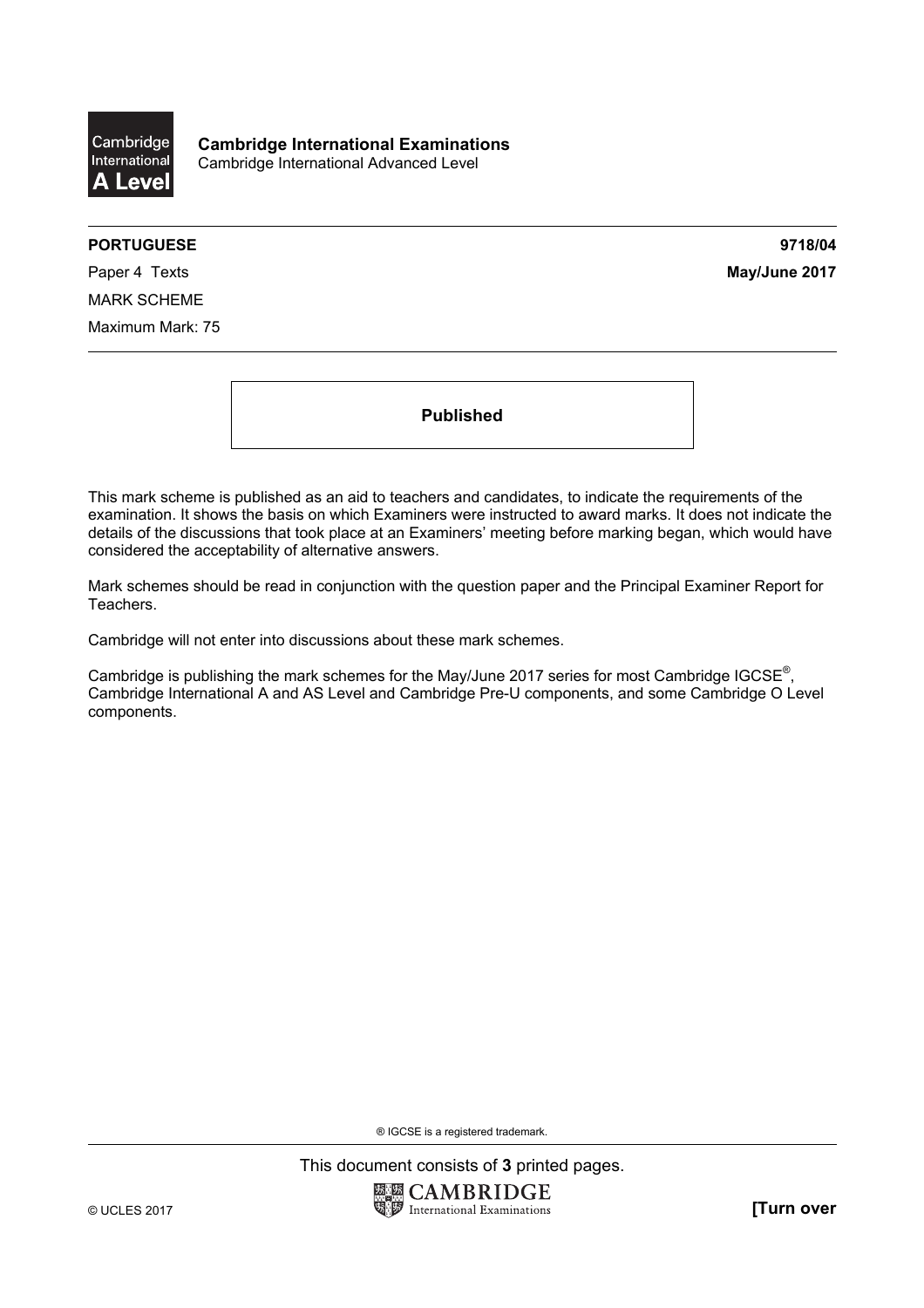**Cambridge International Examinations**
Cambridge International Advanced Level

**PORTUGUESE** **9718/04**

Paper 4 Texts **May/June 2017**

MARK SCHEME

Maximum Mark: 75

**Published**

This mark scheme is published as an aid to teachers and candidates, to indicate the requirements of the examination. It shows the basis on which Examiners were instructed to award marks. It does not indicate the details of the discussions that took place at an Examiners' meeting before marking began, which would have considered the acceptability of alternative answers.

Mark schemes should be read in conjunction with the question paper and the Principal Examiner Report for Teachers.

Cambridge will not enter into discussions about these mark schemes.

Cambridge is publishing the mark schemes for the May/June 2017 series for most Cambridge IGCSE®, Cambridge International A and AS Level and Cambridge Pre-U components, and some Cambridge O Level components.

® IGCSE is a registered trademark.

This document consists of **3** printed pages.

© UCLES 2017 **[Turn over**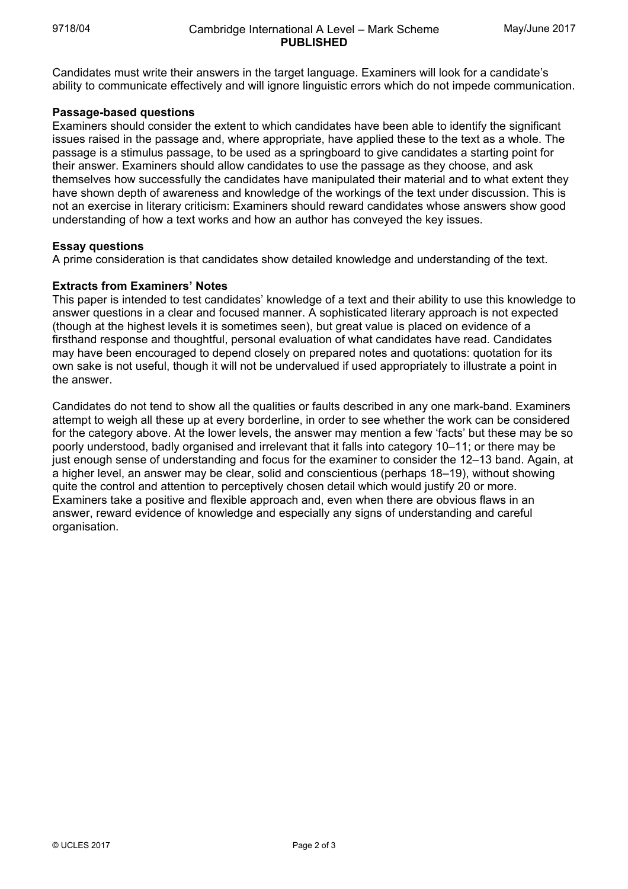Candidates must write their answers in the target language. Examiners will look for a candidate's ability to communicate effectively and will ignore linguistic errors which do not impede communication.

**Passage-based questions**
Examiners should consider the extent to which candidates have been able to identify the significant issues raised in the passage and, where appropriate, have applied these to the text as a whole. The passage is a stimulus passage, to be used as a springboard to give candidates a starting point for their answer. Examiners should allow candidates to use the passage as they choose, and ask themselves how successfully the candidates have manipulated their material and to what extent they have shown depth of awareness and knowledge of the workings of the text under discussion. This is not an exercise in literary criticism: Examiners should reward candidates whose answers show good understanding of how a text works and how an author has conveyed the key issues.

**Essay questions**
A prime consideration is that candidates show detailed knowledge and understanding of the text.

**Extracts from Examiners' Notes**
This paper is intended to test candidates' knowledge of a text and their ability to use this knowledge to answer questions in a clear and focused manner. A sophisticated literary approach is not expected (though at the highest levels it is sometimes seen), but great value is placed on evidence of a firsthand response and thoughtful, personal evaluation of what candidates have read. Candidates may have been encouraged to depend closely on prepared notes and quotations: quotation for its own sake is not useful, though it will not be undervalued if used appropriately to illustrate a point in the answer.

Candidates do not tend to show all the qualities or faults described in any one mark-band. Examiners attempt to weigh all these up at every borderline, in order to see whether the work can be considered for the category above. At the lower levels, the answer may mention a few 'facts' but these may be so poorly understood, badly organised and irrelevant that it falls into category 10–11; or there may be just enough sense of understanding and focus for the examiner to consider the 12–13 band. Again, at a higher level, an answer may be clear, solid and conscientious (perhaps 18–19), without showing quite the control and attention to perceptively chosen detail which would justify 20 or more. Examiners take a positive and flexible approach and, even when there are obvious flaws in an answer, reward evidence of knowledge and especially any signs of understanding and careful organisation.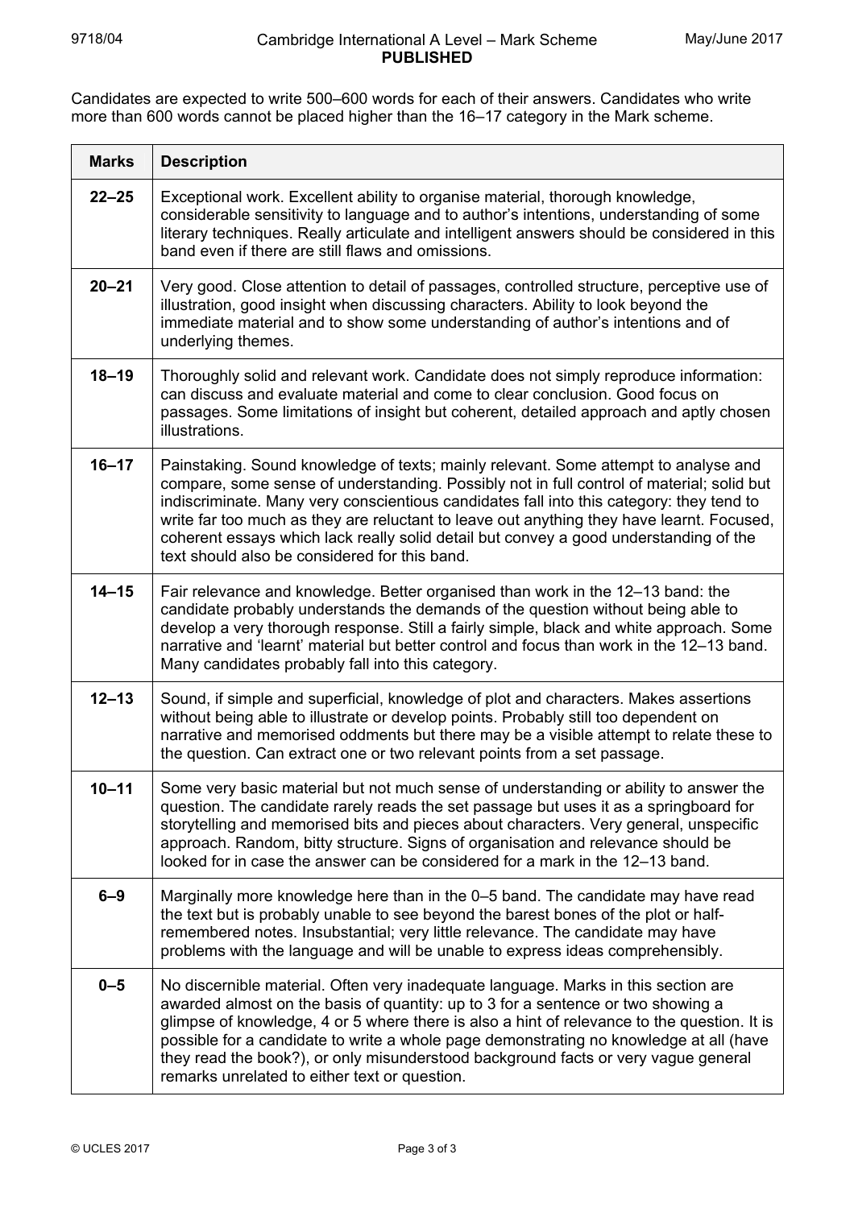Candidates are expected to write 500–600 words for each of their answers. Candidates who write more than 600 words cannot be placed higher than the 16–17 category in the Mark scheme.

| Marks | Description |
| --- | --- |
| 22–25 | Exceptional work. Excellent ability to organise material, thorough knowledge, considerable sensitivity to language and to author's intentions, understanding of some literary techniques. Really articulate and intelligent answers should be considered in this band even if there are still flaws and omissions. |
| 20–21 | Very good. Close attention to detail of passages, controlled structure, perceptive use of illustration, good insight when discussing characters. Ability to look beyond the immediate material and to show some understanding of author's intentions and of underlying themes. |
| 18–19 | Thoroughly solid and relevant work. Candidate does not simply reproduce information: can discuss and evaluate material and come to clear conclusion. Good focus on passages. Some limitations of insight but coherent, detailed approach and aptly chosen illustrations. |
| 16–17 | Painstaking. Sound knowledge of texts; mainly relevant. Some attempt to analyse and compare, some sense of understanding. Possibly not in full control of material; solid but indiscriminate. Many very conscientious candidates fall into this category: they tend to write far too much as they are reluctant to leave out anything they have learnt. Focused, coherent essays which lack really solid detail but convey a good understanding of the text should also be considered for this band. |
| 14–15 | Fair relevance and knowledge. Better organised than work in the 12–13 band: the candidate probably understands the demands of the question without being able to develop a very thorough response. Still a fairly simple, black and white approach. Some narrative and 'learnt' material but better control and focus than work in the 12–13 band. Many candidates probably fall into this category. |
| 12–13 | Sound, if simple and superficial, knowledge of plot and characters. Makes assertions without being able to illustrate or develop points. Probably still too dependent on narrative and memorised oddments but there may be a visible attempt to relate these to the question. Can extract one or two relevant points from a set passage. |
| 10–11 | Some very basic material but not much sense of understanding or ability to answer the question. The candidate rarely reads the set passage but uses it as a springboard for storytelling and memorised bits and pieces about characters. Very general, unspecific approach. Random, bitty structure. Signs of organisation and relevance should be looked for in case the answer can be considered for a mark in the 12–13 band. |
| 6–9 | Marginally more knowledge here than in the 0–5 band. The candidate may have read the text but is probably unable to see beyond the barest bones of the plot or half-remembered notes. Insubstantial; very little relevance. The candidate may have problems with the language and will be unable to express ideas comprehensibly. |
| 0–5 | No discernible material. Often very inadequate language. Marks in this section are awarded almost on the basis of quantity: up to 3 for a sentence or two showing a glimpse of knowledge, 4 or 5 where there is also a hint of relevance to the question. It is possible for a candidate to write a whole page demonstrating no knowledge at all (have they read the book?), or only misunderstood background facts or very vague general remarks unrelated to either text or question. |